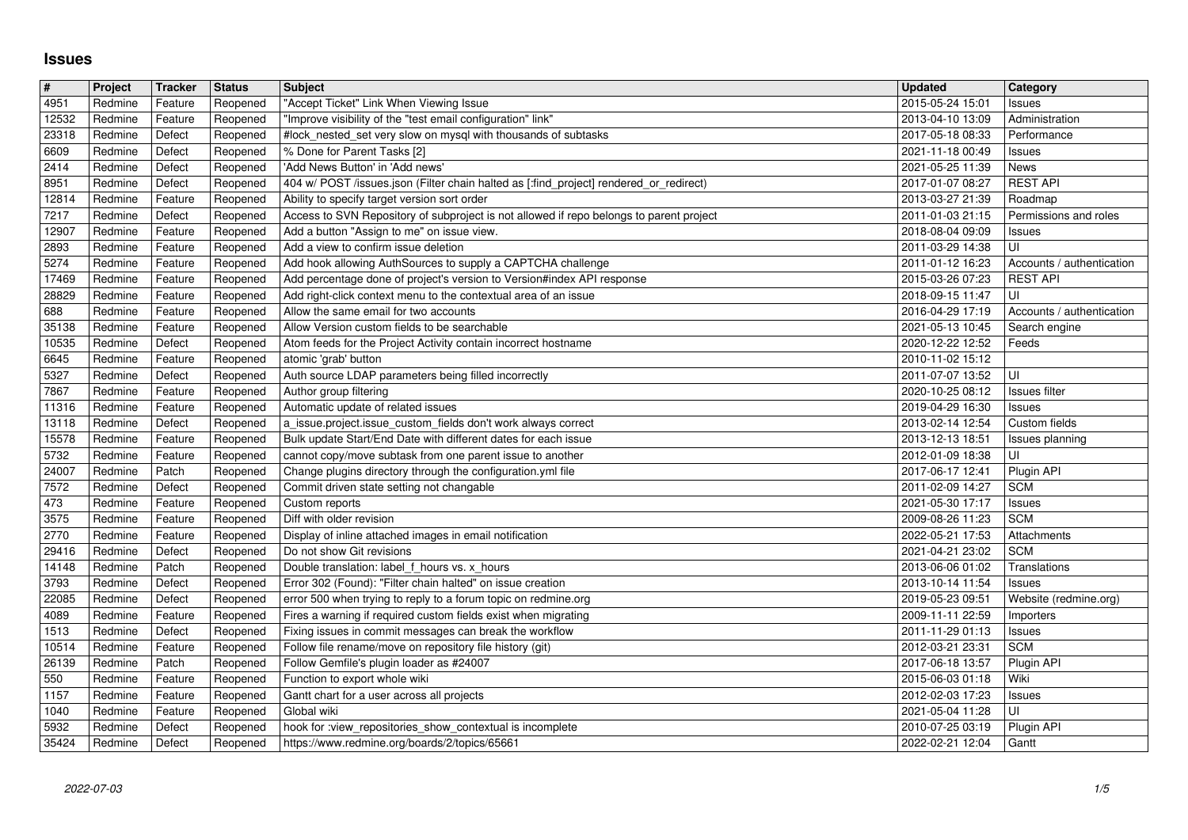# Issues

| # | Project | Tracker | Status | Subject | Updated | Category |
|---|---|---|---|---|---|---|
| 4951 | Redmine | Feature | Reopened | "Accept Ticket" Link When Viewing Issue | 2015-05-24 15:01 | Issues |
| 12532 | Redmine | Feature | Reopened | "Improve visibility of the "test email configuration" link" | 2013-04-10 13:09 | Administration |
| 23318 | Redmine | Defect | Reopened | #lock_nested_set very slow on mysql with thousands of subtasks | 2017-05-18 08:33 | Performance |
| 6609 | Redmine | Defect | Reopened | % Done for Parent Tasks [2] | 2021-11-18 00:49 | Issues |
| 2414 | Redmine | Defect | Reopened | 'Add News Button' in 'Add news' | 2021-05-25 11:39 | News |
| 8951 | Redmine | Defect | Reopened | 404 w/ POST /issues.json (Filter chain halted as [:find_project] rendered_or_redirect) | 2017-01-07 08:27 | REST API |
| 12814 | Redmine | Feature | Reopened | Ability to specify target version sort order | 2013-03-27 21:39 | Roadmap |
| 7217 | Redmine | Defect | Reopened | Access to SVN Repository of subproject is not allowed if repo belongs to parent project | 2011-01-03 21:15 | Permissions and roles |
| 12907 | Redmine | Feature | Reopened | Add a button "Assign to me" on issue view. | 2018-08-04 09:09 | Issues |
| 2893 | Redmine | Feature | Reopened | Add a view to confirm issue deletion | 2011-03-29 14:38 | UI |
| 5274 | Redmine | Feature | Reopened | Add hook allowing AuthSources to supply a CAPTCHA challenge | 2011-01-12 16:23 | Accounts / authentication |
| 17469 | Redmine | Feature | Reopened | Add percentage done of project's version to Version#index API response | 2015-03-26 07:23 | REST API |
| 28829 | Redmine | Feature | Reopened | Add right-click context menu to the contextual area of an issue | 2018-09-15 11:47 | UI |
| 688 | Redmine | Feature | Reopened | Allow the same email for two accounts | 2016-04-29 17:19 | Accounts / authentication |
| 35138 | Redmine | Feature | Reopened | Allow Version custom fields to be searchable | 2021-05-13 10:45 | Search engine |
| 10535 | Redmine | Defect | Reopened | Atom feeds for the Project Activity contain incorrect hostname | 2020-12-22 12:52 | Feeds |
| 6645 | Redmine | Feature | Reopened | atomic 'grab' button | 2010-11-02 15:12 | |
| 5327 | Redmine | Defect | Reopened | Auth source LDAP parameters being filled incorrectly | 2011-07-07 13:52 | UI |
| 7867 | Redmine | Feature | Reopened | Author group filtering | 2020-10-25 08:12 | Issues filter |
| 11316 | Redmine | Feature | Reopened | Automatic update of related issues | 2019-04-29 16:30 | Issues |
| 13118 | Redmine | Defect | Reopened | a_issue.project.issue_custom_fields don't work always correct | 2013-02-14 12:54 | Custom fields |
| 15578 | Redmine | Feature | Reopened | Bulk update Start/End Date with different dates for each issue | 2013-12-13 18:51 | Issues planning |
| 5732 | Redmine | Feature | Reopened | cannot copy/move subtask from one parent issue to another | 2012-01-09 18:38 | UI |
| 24007 | Redmine | Patch | Reopened | Change plugins directory through the configuration.yml file | 2017-06-17 12:41 | Plugin API |
| 7572 | Redmine | Defect | Reopened | Commit driven state setting not changable | 2011-02-09 14:27 | SCM |
| 473 | Redmine | Feature | Reopened | Custom reports | 2021-05-30 17:17 | Issues |
| 3575 | Redmine | Feature | Reopened | Diff with older revision | 2009-08-26 11:23 | SCM |
| 2770 | Redmine | Feature | Reopened | Display of inline attached images in email notification | 2022-05-21 17:53 | Attachments |
| 29416 | Redmine | Defect | Reopened | Do not show Git revisions | 2021-04-21 23:02 | SCM |
| 14148 | Redmine | Patch | Reopened | Double translation: label_f_hours vs. x_hours | 2013-06-06 01:02 | Translations |
| 3793 | Redmine | Defect | Reopened | Error 302 (Found): "Filter chain halted" on issue creation | 2013-10-14 11:54 | Issues |
| 22085 | Redmine | Defect | Reopened | error 500 when trying to reply to a forum topic on redmine.org | 2019-05-23 09:51 | Website (redmine.org) |
| 4089 | Redmine | Feature | Reopened | Fires a warning if required custom fields exist when migrating | 2009-11-11 22:59 | Importers |
| 1513 | Redmine | Defect | Reopened | Fixing issues in commit messages can break the workflow | 2011-11-29 01:13 | Issues |
| 10514 | Redmine | Feature | Reopened | Follow file rename/move on repository file history (git) | 2012-03-21 23:31 | SCM |
| 26139 | Redmine | Patch | Reopened | Follow Gemfile's plugin loader as #24007 | 2017-06-18 13:57 | Plugin API |
| 550 | Redmine | Feature | Reopened | Function to export whole wiki | 2015-06-03 01:18 | Wiki |
| 1157 | Redmine | Feature | Reopened | Gantt chart for a user across all projects | 2012-02-03 17:23 | Issues |
| 1040 | Redmine | Feature | Reopened | Global wiki | 2021-05-04 11:28 | UI |
| 5932 | Redmine | Defect | Reopened | hook for :view_repositories_show_contextual is incomplete | 2010-07-25 03:19 | Plugin API |
| 35424 | Redmine | Defect | Reopened | https://www.redmine.org/boards/2/topics/65661 | 2022-02-21 12:04 | Gantt |

2022-07-03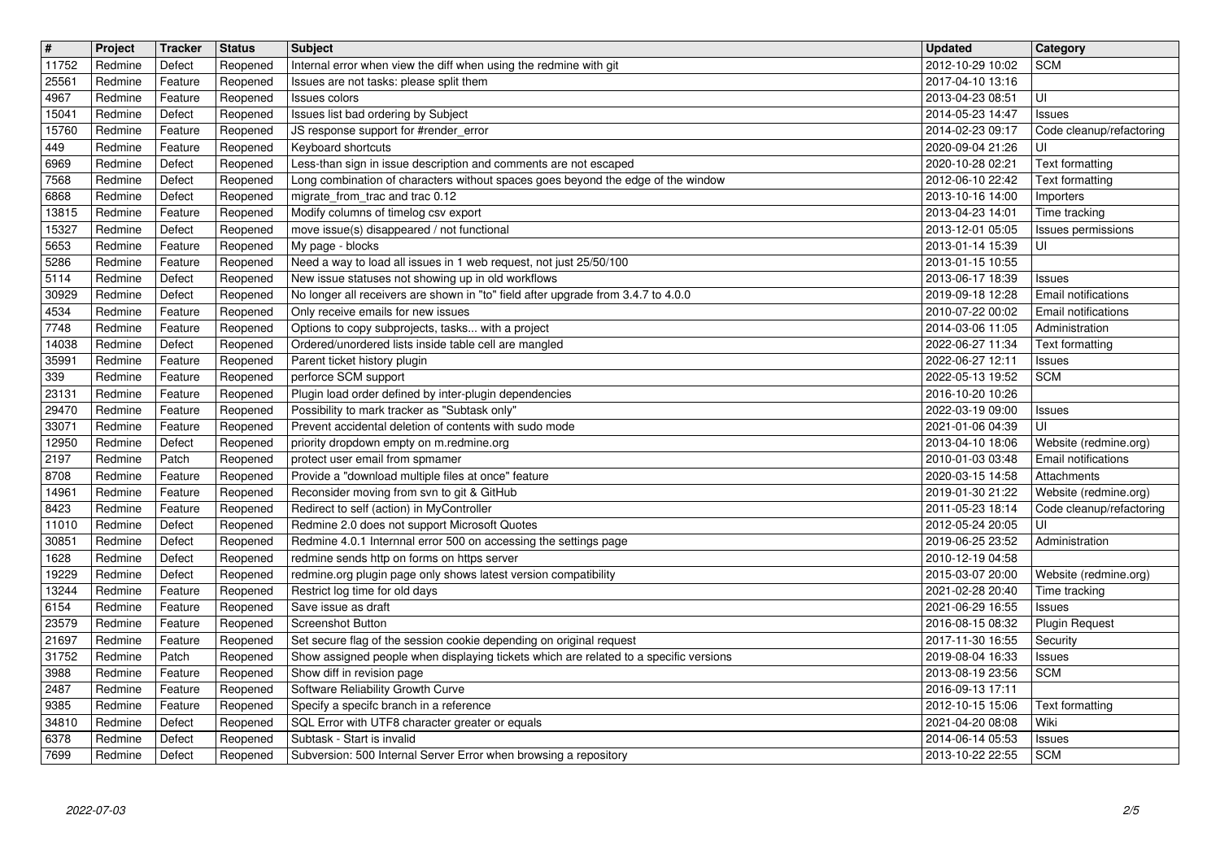| # | Project | Tracker | Status | Subject | Updated | Category |
| --- | --- | --- | --- | --- | --- | --- |
| 11752 | Redmine | Defect | Reopened | Internal error when view the diff when using the redmine with git | 2012-10-29 10:02 | SCM |
| 25561 | Redmine | Feature | Reopened | Issues are not tasks: please split them | 2017-04-10 13:16 | |
| 4967 | Redmine | Feature | Reopened | Issues colors | 2013-04-23 08:51 | UI |
| 15041 | Redmine | Defect | Reopened | Issues list bad ordering by Subject | 2014-05-23 14:47 | Issues |
| 15760 | Redmine | Feature | Reopened | JS response support for #render_error | 2014-02-23 09:17 | Code cleanup/refactoring |
| 449 | Redmine | Feature | Reopened | Keyboard shortcuts | 2020-09-04 21:26 | UI |
| 6969 | Redmine | Defect | Reopened | Less-than sign in issue description and comments are not escaped | 2020-10-28 02:21 | Text formatting |
| 7568 | Redmine | Defect | Reopened | Long combination of characters without spaces goes beyond the edge of the window | 2012-06-10 22:42 | Text formatting |
| 6868 | Redmine | Defect | Reopened | migrate_from_trac and trac 0.12 | 2013-10-16 14:00 | Importers |
| 13815 | Redmine | Feature | Reopened | Modify columns of timelog csv export | 2013-04-23 14:01 | Time tracking |
| 15327 | Redmine | Defect | Reopened | move issue(s) disappeared / not functional | 2013-12-01 05:05 | Issues permissions |
| 5653 | Redmine | Feature | Reopened | My page - blocks | 2013-01-14 15:39 | UI |
| 5286 | Redmine | Feature | Reopened | Need a way to load all issues in 1 web request, not just 25/50/100 | 2013-01-15 10:55 | |
| 5114 | Redmine | Defect | Reopened | New issue statuses not showing up in old workflows | 2013-06-17 18:39 | Issues |
| 30929 | Redmine | Defect | Reopened | No longer all receivers are shown in "to" field after upgrade from 3.4.7 to 4.0.0 | 2019-09-18 12:28 | Email notifications |
| 4534 | Redmine | Feature | Reopened | Only receive emails for new issues | 2010-07-22 00:02 | Email notifications |
| 7748 | Redmine | Feature | Reopened | Options to copy subprojects, tasks... with a project | 2014-03-06 11:05 | Administration |
| 14038 | Redmine | Defect | Reopened | Ordered/unordered lists inside table cell are mangled | 2022-06-27 11:34 | Text formatting |
| 35991 | Redmine | Feature | Reopened | Parent ticket history plugin | 2022-06-27 12:11 | Issues |
| 339 | Redmine | Feature | Reopened | perforce SCM support | 2022-05-13 19:52 | SCM |
| 23131 | Redmine | Feature | Reopened | Plugin load order defined by inter-plugin dependencies | 2016-10-20 10:26 | |
| 29470 | Redmine | Feature | Reopened | Possibility to mark tracker as "Subtask only" | 2022-03-19 09:00 | Issues |
| 33071 | Redmine | Feature | Reopened | Prevent accidental deletion of contents with sudo mode | 2021-01-06 04:39 | UI |
| 12950 | Redmine | Defect | Reopened | priority dropdown empty on m.redmine.org | 2013-04-10 18:06 | Website (redmine.org) |
| 2197 | Redmine | Patch | Reopened | protect user email from spmamer | 2010-01-03 03:48 | Email notifications |
| 8708 | Redmine | Feature | Reopened | Provide a "download multiple files at once" feature | 2020-03-15 14:58 | Attachments |
| 14961 | Redmine | Feature | Reopened | Reconsider moving from svn to git & GitHub | 2019-01-30 21:22 | Website (redmine.org) |
| 8423 | Redmine | Feature | Reopened | Redirect to self (action) in MyController | 2011-05-23 18:14 | Code cleanup/refactoring |
| 11010 | Redmine | Defect | Reopened | Redmine 2.0 does not support Microsoft Quotes | 2012-05-24 20:05 | UI |
| 30851 | Redmine | Defect | Reopened | Redmine 4.0.1 Internnal error 500 on accessing the settings page | 2019-06-25 23:52 | Administration |
| 1628 | Redmine | Defect | Reopened | redmine sends http on forms on https server | 2010-12-19 04:58 | |
| 19229 | Redmine | Defect | Reopened | redmine.org plugin page only shows latest version compatibility | 2015-03-07 20:00 | Website (redmine.org) |
| 13244 | Redmine | Feature | Reopened | Restrict log time for old days | 2021-02-28 20:40 | Time tracking |
| 6154 | Redmine | Feature | Reopened | Save issue as draft | 2021-06-29 16:55 | Issues |
| 23579 | Redmine | Feature | Reopened | Screenshot Button | 2016-08-15 08:32 | Plugin Request |
| 21697 | Redmine | Feature | Reopened | Set secure flag of the session cookie depending on original request | 2017-11-30 16:55 | Security |
| 31752 | Redmine | Patch | Reopened | Show assigned people when displaying tickets which are related to a specific versions | 2019-08-04 16:33 | Issues |
| 3988 | Redmine | Feature | Reopened | Show diff in revision page | 2013-08-19 23:56 | SCM |
| 2487 | Redmine | Feature | Reopened | Software Reliability Growth Curve | 2016-09-13 17:11 | |
| 9385 | Redmine | Feature | Reopened | Specify a specifc branch in a reference | 2012-10-15 15:06 | Text formatting |
| 34810 | Redmine | Defect | Reopened | SQL Error with UTF8 character greater or equals | 2021-04-20 08:08 | Wiki |
| 6378 | Redmine | Defect | Reopened | Subtask - Start is invalid | 2014-06-14 05:53 | Issues |
| 7699 | Redmine | Defect | Reopened | Subversion: 500 Internal Server Error when browsing a repository | 2013-10-22 22:55 | SCM |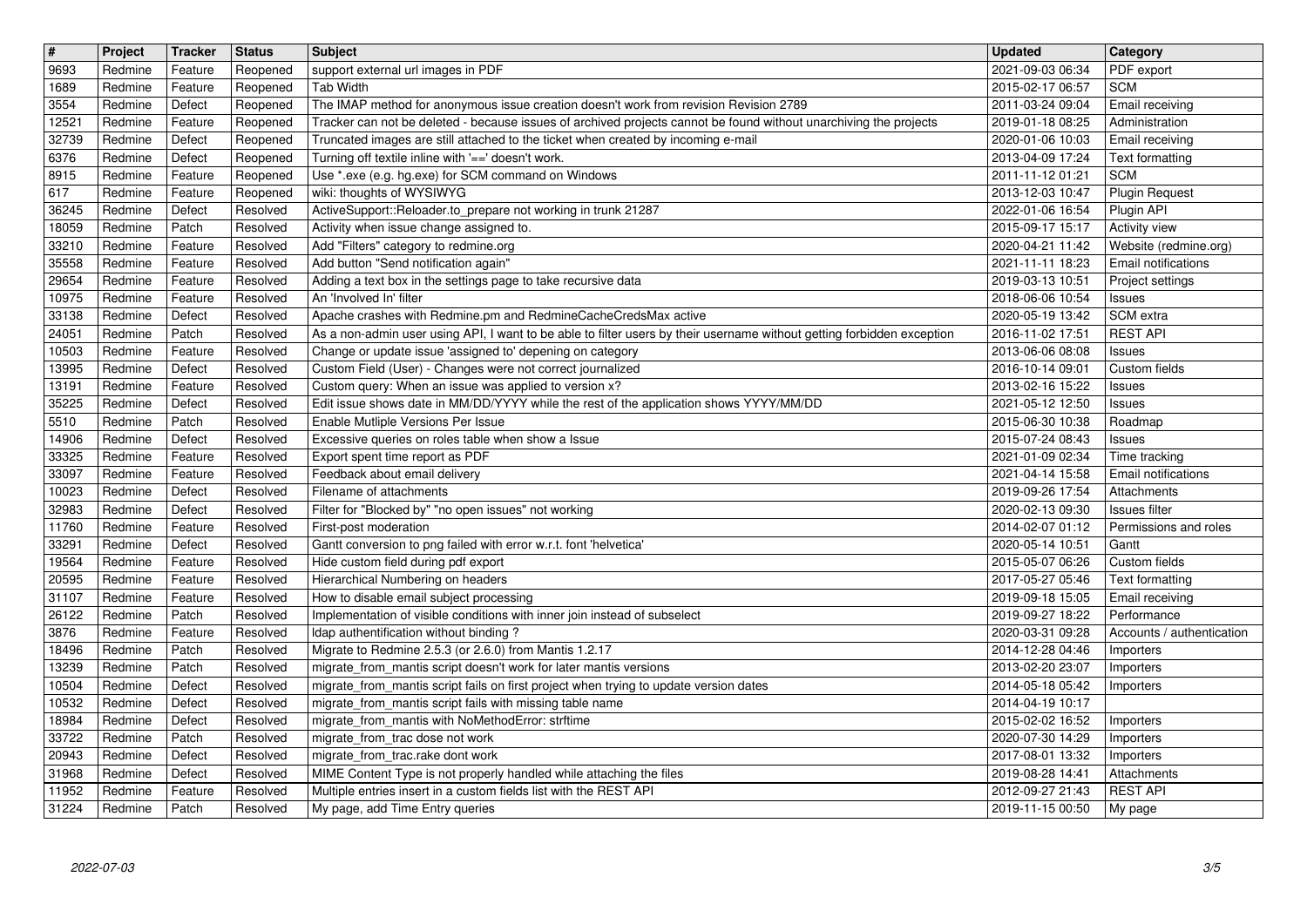| # | Project | Tracker | Status | Subject | Updated | Category |
|---|---|---|---|---|---|---|
| 9693 | Redmine | Feature | Reopened | support external url images in PDF | 2021-09-03 06:34 | PDF export |
| 1689 | Redmine | Feature | Reopened | Tab Width | 2015-02-17 06:57 | SCM |
| 3554 | Redmine | Defect | Reopened | The IMAP method for anonymous issue creation doesn't work from revision Revision 2789 | 2011-03-24 09:04 | Email receiving |
| 12521 | Redmine | Feature | Reopened | Tracker can not be deleted - because issues of archived projects cannot be found without unarchiving the projects | 2019-01-18 08:25 | Administration |
| 32739 | Redmine | Defect | Reopened | Truncated images are still attached to the ticket when created by incoming e-mail | 2020-01-06 10:03 | Email receiving |
| 6376 | Redmine | Defect | Reopened | Turning off textile inline with '==' doesn't work. | 2013-04-09 17:24 | Text formatting |
| 8915 | Redmine | Feature | Reopened | Use *.exe (e.g. hg.exe) for SCM command on Windows | 2011-11-12 01:21 | SCM |
| 617 | Redmine | Feature | Reopened | wiki: thoughts of WYSIWYG | 2013-12-03 10:47 | Plugin Request |
| 36245 | Redmine | Defect | Resolved | ActiveSupport::Reloader.to_prepare not working in trunk 21287 | 2022-01-06 16:54 | Plugin API |
| 18059 | Redmine | Patch | Resolved | Activity when issue change assigned to. | 2015-09-17 15:17 | Activity view |
| 33210 | Redmine | Feature | Resolved | Add "Filters" category to redmine.org | 2020-04-21 11:42 | Website (redmine.org) |
| 35558 | Redmine | Feature | Resolved | Add button "Send notification again" | 2021-11-11 18:23 | Email notifications |
| 29654 | Redmine | Feature | Resolved | Adding a text box in the settings page to take recursive data | 2019-03-13 10:51 | Project settings |
| 10975 | Redmine | Feature | Resolved | An 'Involved In' filter | 2018-06-06 10:54 | Issues |
| 33138 | Redmine | Defect | Resolved | Apache crashes with Redmine.pm and RedmineCacheCredsMax active | 2020-05-19 13:42 | SCM extra |
| 24051 | Redmine | Patch | Resolved | As a non-admin user using API, I want to be able to filter users by their username without getting forbidden exception | 2016-11-02 17:51 | REST API |
| 10503 | Redmine | Feature | Resolved | Change or update issue 'assigned to' depening on category | 2013-06-06 08:08 | Issues |
| 13995 | Redmine | Defect | Resolved | Custom Field (User) - Changes were not correct journalized | 2016-10-14 09:01 | Custom fields |
| 13191 | Redmine | Feature | Resolved | Custom query: When an issue was applied to version x? | 2013-02-16 15:22 | Issues |
| 35225 | Redmine | Defect | Resolved | Edit issue shows date in MM/DD/YYYY while the rest of the application shows YYYY/MM/DD | 2021-05-12 12:50 | Issues |
| 5510 | Redmine | Patch | Resolved | Enable Mutliple Versions Per Issue | 2015-06-30 10:38 | Roadmap |
| 14906 | Redmine | Defect | Resolved | Excessive queries on roles table when show a Issue | 2015-07-24 08:43 | Issues |
| 33325 | Redmine | Feature | Resolved | Export spent time report as PDF | 2021-01-09 02:34 | Time tracking |
| 33097 | Redmine | Feature | Resolved | Feedback about email delivery | 2021-04-14 15:58 | Email notifications |
| 10023 | Redmine | Defect | Resolved | Filename of attachments | 2019-09-26 17:54 | Attachments |
| 32983 | Redmine | Defect | Resolved | Filter for "Blocked by" "no open issues" not working | 2020-02-13 09:30 | Issues filter |
| 11760 | Redmine | Feature | Resolved | First-post moderation | 2014-02-07 01:12 | Permissions and roles |
| 33291 | Redmine | Defect | Resolved | Gantt conversion to png failed with error w.r.t. font 'helvetica' | 2020-05-14 10:51 | Gantt |
| 19564 | Redmine | Feature | Resolved | Hide custom field during pdf export | 2015-05-07 06:26 | Custom fields |
| 20595 | Redmine | Feature | Resolved | Hierarchical Numbering on headers | 2017-05-27 05:46 | Text formatting |
| 31107 | Redmine | Feature | Resolved | How to disable email subject processing | 2019-09-18 15:05 | Email receiving |
| 26122 | Redmine | Patch | Resolved | Implementation of visible conditions with inner join instead of subselect | 2019-09-27 18:22 | Performance |
| 3876 | Redmine | Feature | Resolved | ldap authentification without binding ? | 2020-03-31 09:28 | Accounts / authentication |
| 18496 | Redmine | Patch | Resolved | Migrate to Redmine 2.5.3 (or 2.6.0) from Mantis 1.2.17 | 2014-12-28 04:46 | Importers |
| 13239 | Redmine | Patch | Resolved | migrate_from_mantis script doesn't work for later mantis versions | 2013-02-20 23:07 | Importers |
| 10504 | Redmine | Defect | Resolved | migrate_from_mantis script fails on first project when trying to update version dates | 2014-05-18 05:42 | Importers |
| 10532 | Redmine | Defect | Resolved | migrate_from_mantis script fails with missing table name | 2014-04-19 10:17 | |
| 18984 | Redmine | Defect | Resolved | migrate_from_mantis with NoMethodError: strftime | 2015-02-02 16:52 | Importers |
| 33722 | Redmine | Patch | Resolved | migrate_from_trac dose not work | 2020-07-30 14:29 | Importers |
| 20943 | Redmine | Defect | Resolved | migrate_from_trac.rake dont work | 2017-08-01 13:32 | Importers |
| 31968 | Redmine | Defect | Resolved | MIME Content Type is not properly handled while attaching the files | 2019-08-28 14:41 | Attachments |
| 11952 | Redmine | Feature | Resolved | Multiple entries insert in a custom fields list with the REST API | 2012-09-27 21:43 | REST API |
| 31224 | Redmine | Patch | Resolved | My page, add Time Entry queries | 2019-11-15 00:50 | My page |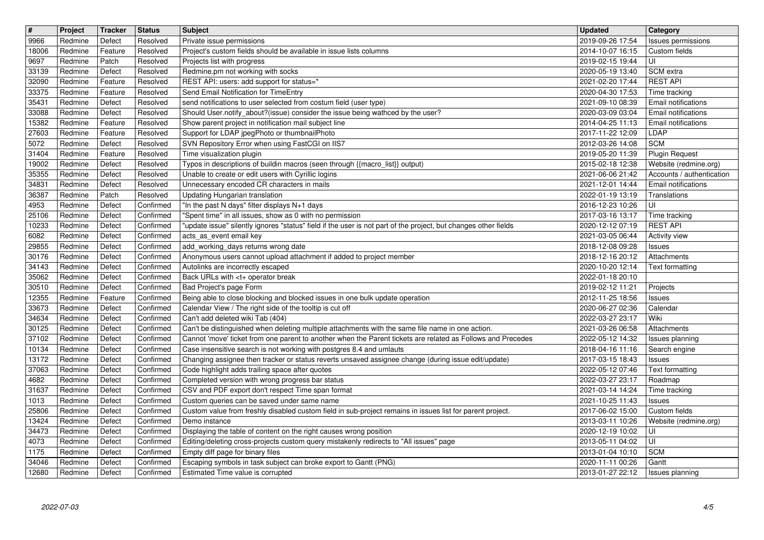| # | Project | Tracker | Status | Subject | Updated | Category |
|---|---|---|---|---|---|---|
| 9966 | Redmine | Defect | Resolved | Private issue permissions | 2019-09-26 17:54 | Issues permissions |
| 18006 | Redmine | Feature | Resolved | Project's custom fields should be available in issue lists columns | 2014-10-07 16:15 | Custom fields |
| 9697 | Redmine | Patch | Resolved | Projects list with progress | 2019-02-15 19:44 | UI |
| 33139 | Redmine | Defect | Resolved | Redmine.pm not working with socks | 2020-05-19 13:40 | SCM extra |
| 32090 | Redmine | Feature | Resolved | REST API: users: add support for status=* | 2021-02-20 17:44 | REST API |
| 33375 | Redmine | Feature | Resolved | Send Email Notification for TimeEntry | 2020-04-30 17:53 | Time tracking |
| 35431 | Redmine | Defect | Resolved | send notifications to user selected from costum field (user type) | 2021-09-10 08:39 | Email notifications |
| 33088 | Redmine | Defect | Resolved | Should User.notify_about?(issue) consider the issue being wathced by the user? | 2020-03-09 03:04 | Email notifications |
| 15382 | Redmine | Feature | Resolved | Show parent project in notification mail subject line | 2014-04-25 11:13 | Email notifications |
| 27603 | Redmine | Feature | Resolved | Support for LDAP jpegPhoto or thumbnailPhoto | 2017-11-22 12:09 | LDAP |
| 5072 | Redmine | Defect | Resolved | SVN Repository Error when using FastCGI on IIS7 | 2012-03-26 14:08 | SCM |
| 31404 | Redmine | Feature | Resolved | Time visualization plugin | 2019-05-20 11:39 | Plugin Request |
| 19002 | Redmine | Defect | Resolved | Typos in descriptions of buildin macros (seen through {{macro_list}} output) | 2015-02-18 12:38 | Website (redmine.org) |
| 35355 | Redmine | Defect | Resolved | Unable to create or edit users with Cyrillic logins | 2021-06-06 21:42 | Accounts / authentication |
| 34831 | Redmine | Defect | Resolved | Unnecessary encoded CR characters in mails | 2021-12-01 14:44 | Email notifications |
| 36387 | Redmine | Patch | Resolved | Updating Hungarian translation | 2022-01-19 13:19 | Translations |
| 4953 | Redmine | Defect | Confirmed | "In the past N days" filter displays N+1 days | 2016-12-23 10:26 | UI |
| 25106 | Redmine | Defect | Confirmed | "Spent time" in all issues, show as 0 with no permission | 2017-03-16 13:17 | Time tracking |
| 10233 | Redmine | Defect | Confirmed | "update issue" silently ignores "status" field if the user is not part of the project, but changes other fields | 2020-12-12 07:19 | REST API |
| 6082 | Redmine | Defect | Confirmed | acts_as_event email key | 2021-03-05 06:44 | Activity view |
| 29855 | Redmine | Defect | Confirmed | add_working_days returns wrong date | 2018-12-08 09:28 | Issues |
| 30176 | Redmine | Defect | Confirmed | Anonymous users cannot upload attachment if added to project member | 2018-12-16 20:12 | Attachments |
| 34143 | Redmine | Defect | Confirmed | Autolinks are incorrectly escaped | 2020-10-20 12:14 | Text formatting |
| 35062 | Redmine | Defect | Confirmed | Back URLs with <t+ operator break | 2022-01-18 20:10 | |
| 30510 | Redmine | Defect | Confirmed | Bad Project's page Form | 2019-02-12 11:21 | Projects |
| 12355 | Redmine | Feature | Confirmed | Being able to close blocking and blocked issues in one bulk update operation | 2012-11-25 18:56 | Issues |
| 33673 | Redmine | Defect | Confirmed | Calendar View / The right side of the tooltip is cut off | 2020-06-27 02:36 | Calendar |
| 34634 | Redmine | Defect | Confirmed | Can't add deleted wiki Tab (404) | 2022-03-27 23:17 | Wiki |
| 30125 | Redmine | Defect | Confirmed | Can't be distinguished when deleting multiple attachments with the same file name in one action. | 2021-03-26 06:58 | Attachments |
| 37102 | Redmine | Defect | Confirmed | Cannot 'move' ticket from one parent to another when the Parent tickets are related as Follows and Precedes | 2022-05-12 14:32 | Issues planning |
| 10134 | Redmine | Defect | Confirmed | Case insensitive search is not working with postgres 8.4 and umlauts | 2018-04-16 11:16 | Search engine |
| 13172 | Redmine | Defect | Confirmed | Changing assignee then tracker or status reverts unsaved assignee change (during issue edit/update) | 2017-03-15 18:43 | Issues |
| 37063 | Redmine | Defect | Confirmed | Code highlight adds trailing space after quotes | 2022-05-12 07:46 | Text formatting |
| 4682 | Redmine | Defect | Confirmed | Completed version with wrong progress bar status | 2022-03-27 23:17 | Roadmap |
| 31637 | Redmine | Defect | Confirmed | CSV and PDF export don't respect Time span format | 2021-03-14 14:24 | Time tracking |
| 1013 | Redmine | Defect | Confirmed | Custom queries can be saved under same name | 2021-10-25 11:43 | Issues |
| 25806 | Redmine | Defect | Confirmed | Custom value from freshly disabled custom field in sub-project remains in issues list for parent project. | 2017-06-02 15:00 | Custom fields |
| 13424 | Redmine | Defect | Confirmed | Demo instance | 2013-03-11 10:26 | Website (redmine.org) |
| 34473 | Redmine | Defect | Confirmed | Displaying the table of content on the right causes wrong position | 2020-12-19 10:02 | UI |
| 4073 | Redmine | Defect | Confirmed | Editing/deleting cross-projects custom query mistakenly redirects to "All issues" page | 2013-05-11 04:02 | UI |
| 1175 | Redmine | Defect | Confirmed | Empty diff page for binary files | 2013-01-04 10:10 | SCM |
| 34046 | Redmine | Defect | Confirmed | Escaping symbols in task subject can broke export to Gantt (PNG) | 2020-11-11 00:26 | Gantt |
| 12680 | Redmine | Defect | Confirmed | Estimated Time value is corrupted | 2013-01-27 22:12 | Issues planning |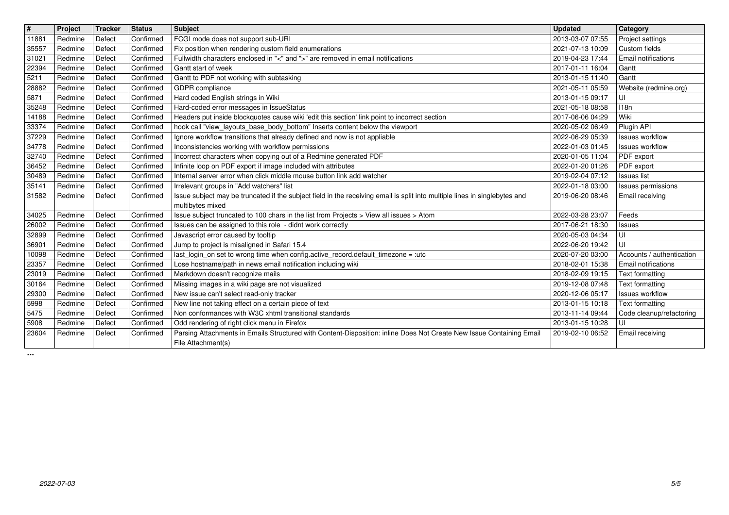| # | Project | Tracker | Status | Subject | Updated | Category |
|---|---|---|---|---|---|---|
| 11881 | Redmine | Defect | Confirmed | FCGI mode does not support sub-URI | 2013-03-07 07:55 | Project settings |
| 35557 | Redmine | Defect | Confirmed | Fix position when rendering custom field enumerations | 2021-07-13 10:09 | Custom fields |
| 31021 | Redmine | Defect | Confirmed | Fullwidth characters enclosed in "<" and ">" are removed in email notifications | 2019-04-23 17:44 | Email notifications |
| 22394 | Redmine | Defect | Confirmed | Gantt start of week | 2017-01-11 16:04 | Gantt |
| 5211 | Redmine | Defect | Confirmed | Gantt to PDF not working with subtasking | 2013-01-15 11:40 | Gantt |
| 28882 | Redmine | Defect | Confirmed | GDPR compliance | 2021-05-11 05:59 | Website (redmine.org) |
| 5871 | Redmine | Defect | Confirmed | Hard coded English strings in Wiki | 2013-01-15 09:17 | UI |
| 35248 | Redmine | Defect | Confirmed | Hard-coded error messages in IssueStatus | 2021-05-18 08:58 | I18n |
| 14188 | Redmine | Defect | Confirmed | Headers put inside blockquotes cause wiki 'edit this section' link point to incorrect section | 2017-06-06 04:29 | Wiki |
| 33374 | Redmine | Defect | Confirmed | hook call "view_layouts_base_body_bottom" Inserts content below the viewport | 2020-05-02 06:49 | Plugin API |
| 37229 | Redmine | Defect | Confirmed | Ignore workflow transitions that already defined and now is not appliable | 2022-06-29 05:39 | Issues workflow |
| 34778 | Redmine | Defect | Confirmed | Inconsistencies working with workflow permissions | 2022-01-03 01:45 | Issues workflow |
| 32740 | Redmine | Defect | Confirmed | Incorrect characters when copying out of a Redmine generated PDF | 2020-01-05 11:04 | PDF export |
| 36452 | Redmine | Defect | Confirmed | Infinite loop on PDF export if image included with attributes | 2022-01-20 01:26 | PDF export |
| 30489 | Redmine | Defect | Confirmed | Internal server error when click middle mouse button link add watcher | 2019-02-04 07:12 | Issues list |
| 35141 | Redmine | Defect | Confirmed | Irrelevant groups in "Add watchers" list | 2022-01-18 03:00 | Issues permissions |
| 31582 | Redmine | Defect | Confirmed | Issue subject may be truncated if the subject field in the receiving email is split into multiple lines in singlebytes and multibytes mixed | 2019-06-20 08:46 | Email receiving |
| 34025 | Redmine | Defect | Confirmed | Issue subject truncated to 100 chars in the list from Projects > View all issues > Atom | 2022-03-28 23:07 | Feeds |
| 26002 | Redmine | Defect | Confirmed | Issues can be assigned to this role - didnt work correctly | 2017-06-21 18:30 | Issues |
| 32899 | Redmine | Defect | Confirmed | Javascript error caused by tooltip | 2020-05-03 04:34 | UI |
| 36901 | Redmine | Defect | Confirmed | Jump to project is misaligned in Safari 15.4 | 2022-06-20 19:42 | UI |
| 10098 | Redmine | Defect | Confirmed | last_login_on set to wrong time when config.active_record.default_timezone = :utc | 2020-07-20 03:00 | Accounts / authentication |
| 23357 | Redmine | Defect | Confirmed | Lose hostname/path in news email notification including wiki | 2018-02-01 15:38 | Email notifications |
| 23019 | Redmine | Defect | Confirmed | Markdown doesn't recognize mails | 2018-02-09 19:15 | Text formatting |
| 30164 | Redmine | Defect | Confirmed | Missing images in a wiki page are not visualized | 2019-12-08 07:48 | Text formatting |
| 29300 | Redmine | Defect | Confirmed | New issue can't select read-only tracker | 2020-12-06 05:17 | Issues workflow |
| 5998 | Redmine | Defect | Confirmed | New line not taking effect on a certain piece of text | 2013-01-15 10:18 | Text formatting |
| 5475 | Redmine | Defect | Confirmed | Non conformances with W3C xhtml transitional standards | 2013-11-14 09:44 | Code cleanup/refactoring |
| 5908 | Redmine | Defect | Confirmed | Odd rendering of right click menu in Firefox | 2013-01-15 10:28 | UI |
| 23604 | Redmine | Defect | Confirmed | Parsing Attachments in Emails Structured with Content-Disposition: inline Does Not Create New Issue Containing Email File Attachment(s) | 2019-02-10 06:52 | Email receiving |

...